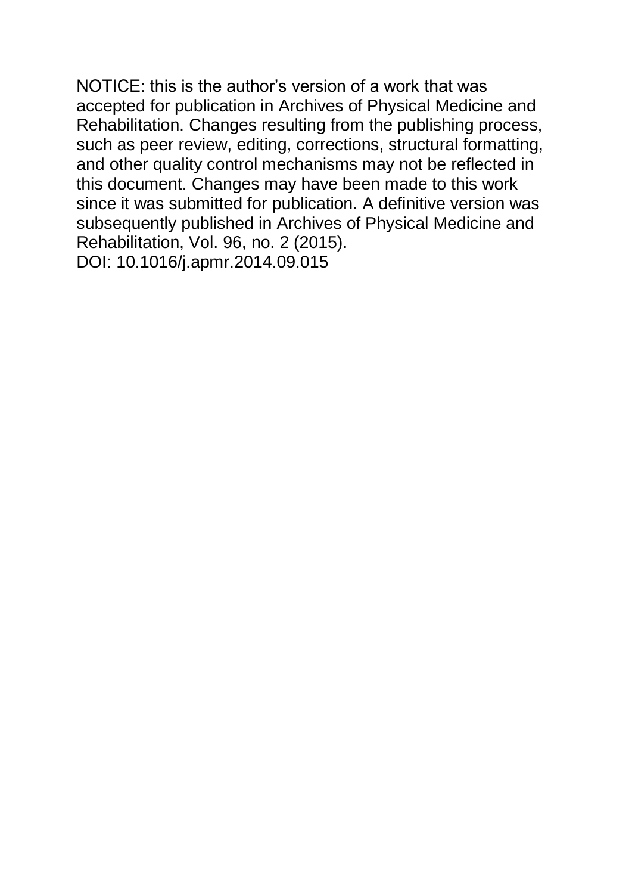NOTICE: this is the author's version of a work that was accepted for publication in Archives of Physical Medicine and Rehabilitation. Changes resulting from the publishing process, such as peer review, editing, corrections, structural formatting, and other quality control mechanisms may not be reflected in this document. Changes may have been made to this work since it was submitted for publication. A definitive version was subsequently published in Archives of Physical Medicine and Rehabilitation, Vol. 96, no. 2 (2015).
DOI: 10.1016/j.apmr.2014.09.015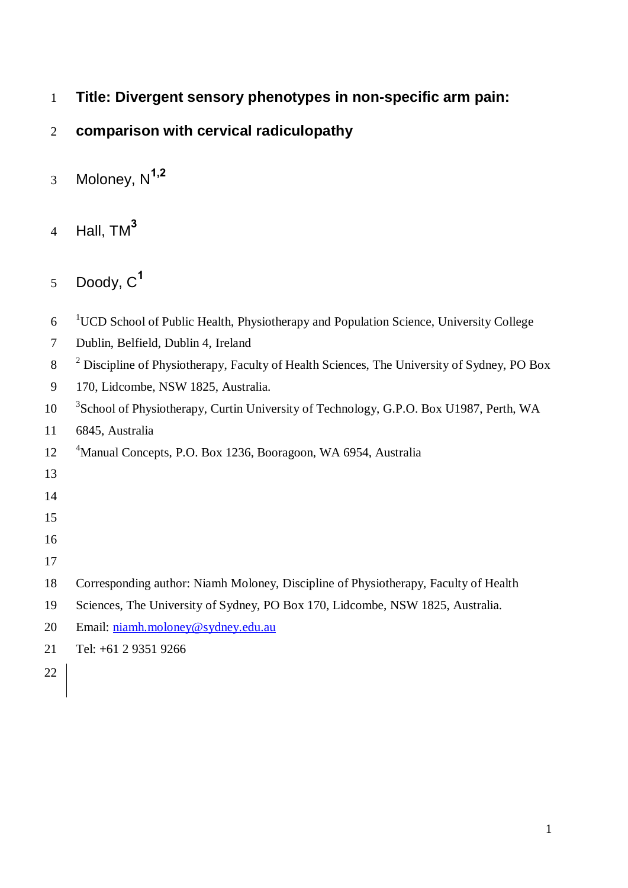# Title: Divergent sensory phenotypes in non-specific arm pain: comparison with cervical radiculopathy

Moloney, N[1,2]

Hall, TM[3]

Doody, C[1]

[1]UCD School of Public Health, Physiotherapy and Population Science, University College Dublin, Belfield, Dublin 4, Ireland

[2] Discipline of Physiotherapy, Faculty of Health Sciences, The University of Sydney, PO Box 170, Lidcombe, NSW 1825, Australia.

[3]School of Physiotherapy, Curtin University of Technology, G.P.O. Box U1987, Perth, WA 6845, Australia

[4]Manual Concepts, P.O. Box 1236, Booragoon, WA 6954, Australia

Corresponding author: Niamh Moloney, Discipline of Physiotherapy, Faculty of Health Sciences, The University of Sydney, PO Box 170, Lidcombe, NSW 1825, Australia.

Email: niamh.moloney@sydney.edu.au

Tel: +61 2 9351 9266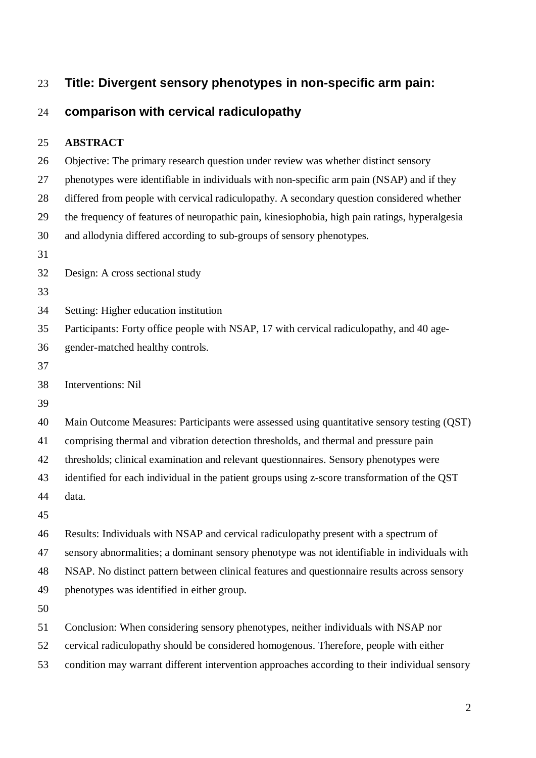# Title: Divergent sensory phenotypes in non-specific arm pain: comparison with cervical radiculopathy

## ABSTRACT

Objective: The primary research question under review was whether distinct sensory phenotypes were identifiable in individuals with non-specific arm pain (NSAP) and if they differed from people with cervical radiculopathy. A secondary question considered whether the frequency of features of neuropathic pain, kinesiophobia, high pain ratings, hyperalgesia and allodynia differed according to sub-groups of sensory phenotypes.

Design: A cross sectional study

Setting: Higher education institution

Participants: Forty office people with NSAP, 17 with cervical radiculopathy, and 40 age-gender-matched healthy controls.

Interventions: Nil

Main Outcome Measures: Participants were assessed using quantitative sensory testing (QST) comprising thermal and vibration detection thresholds, and thermal and pressure pain thresholds; clinical examination and relevant questionnaires. Sensory phenotypes were identified for each individual in the patient groups using z-score transformation of the QST data.

Results: Individuals with NSAP and cervical radiculopathy present with a spectrum of sensory abnormalities; a dominant sensory phenotype was not identifiable in individuals with NSAP. No distinct pattern between clinical features and questionnaire results across sensory phenotypes was identified in either group.

Conclusion: When considering sensory phenotypes, neither individuals with NSAP nor cervical radiculopathy should be considered homogenous. Therefore, people with either condition may warrant different intervention approaches according to their individual sensory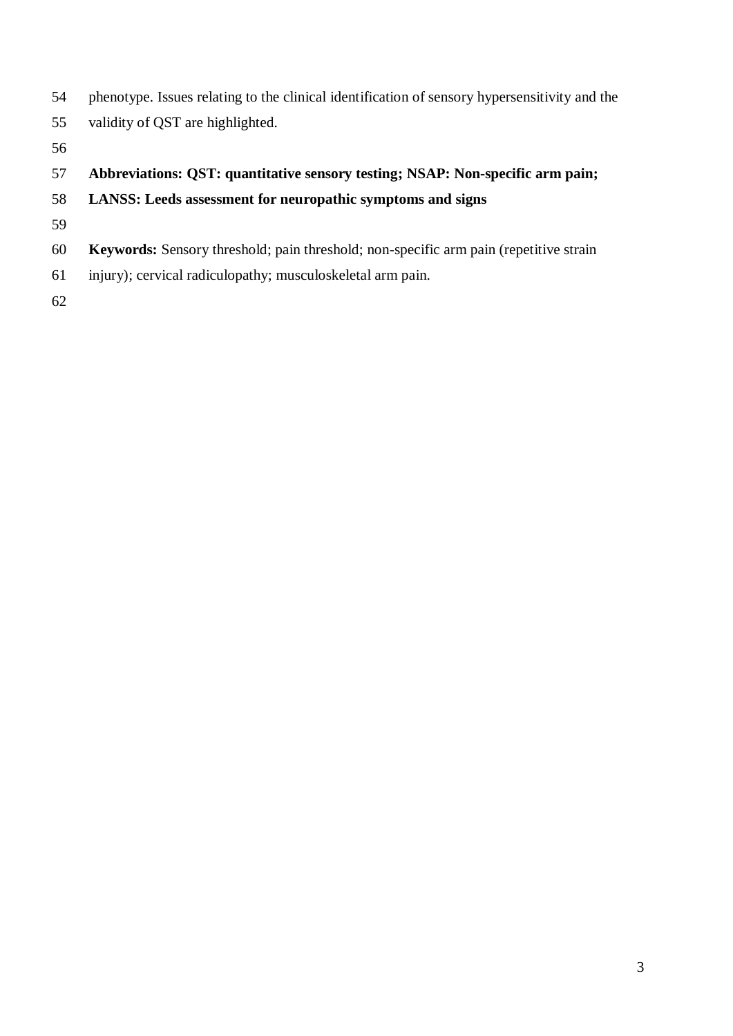phenotype. Issues relating to the clinical identification of sensory hypersensitivity and the validity of QST are highlighted.

**Abbreviations: QST: quantitative sensory testing; NSAP: Non-specific arm pain; LANSS: Leeds assessment for neuropathic symptoms and signs**

**Keywords:** Sensory threshold; pain threshold; non-specific arm pain (repetitive strain injury); cervical radiculopathy; musculoskeletal arm pain.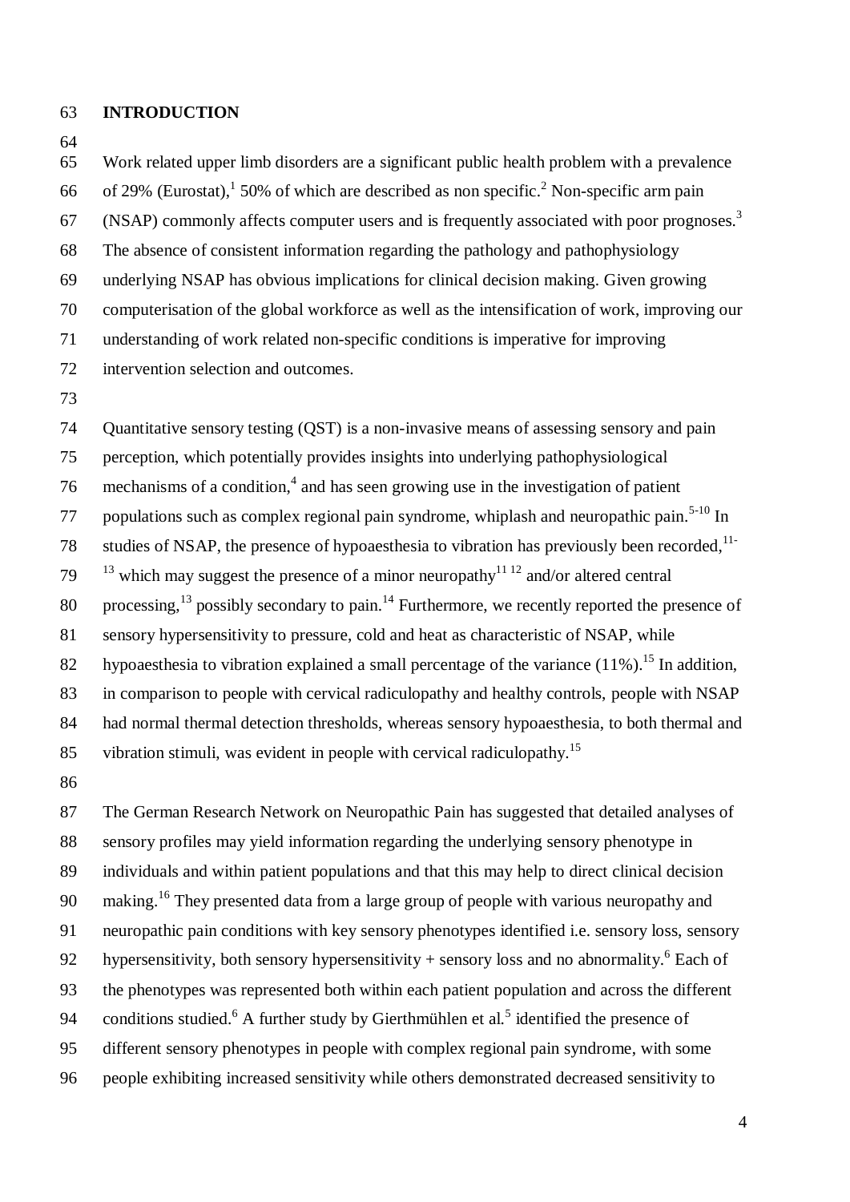## INTRODUCTION

Work related upper limb disorders are a significant public health problem with a prevalence of 29% (Eurostat),[1] 50% of which are described as non specific.[2] Non-specific arm pain (NSAP) commonly affects computer users and is frequently associated with poor prognoses.[3] The absence of consistent information regarding the pathology and pathophysiology underlying NSAP has obvious implications for clinical decision making. Given growing computerisation of the global workforce as well as the intensification of work, improving our understanding of work related non-specific conditions is imperative for improving intervention selection and outcomes.

Quantitative sensory testing (QST) is a non-invasive means of assessing sensory and pain perception, which potentially provides insights into underlying pathophysiological mechanisms of a condition,[4] and has seen growing use in the investigation of patient populations such as complex regional pain syndrome, whiplash and neuropathic pain.[5-10] In studies of NSAP, the presence of hypoaesthesia to vibration has previously been recorded,[11-13] which may suggest the presence of a minor neuropathy[11 12] and/or altered central processing,[13] possibly secondary to pain.[14] Furthermore, we recently reported the presence of sensory hypersensitivity to pressure, cold and heat as characteristic of NSAP, while hypoaesthesia to vibration explained a small percentage of the variance (11%).[15] In addition, in comparison to people with cervical radiculopathy and healthy controls, people with NSAP had normal thermal detection thresholds, whereas sensory hypoaesthesia, to both thermal and vibration stimuli, was evident in people with cervical radiculopathy.[15]

The German Research Network on Neuropathic Pain has suggested that detailed analyses of sensory profiles may yield information regarding the underlying sensory phenotype in individuals and within patient populations and that this may help to direct clinical decision making.[16] They presented data from a large group of people with various neuropathy and neuropathic pain conditions with key sensory phenotypes identified i.e. sensory loss, sensory hypersensitivity, both sensory hypersensitivity + sensory loss and no abnormality.[6] Each of the phenotypes was represented both within each patient population and across the different conditions studied.[6] A further study by Gierthmühlen et al.[5] identified the presence of different sensory phenotypes in people with complex regional pain syndrome, with some people exhibiting increased sensitivity while others demonstrated decreased sensitivity to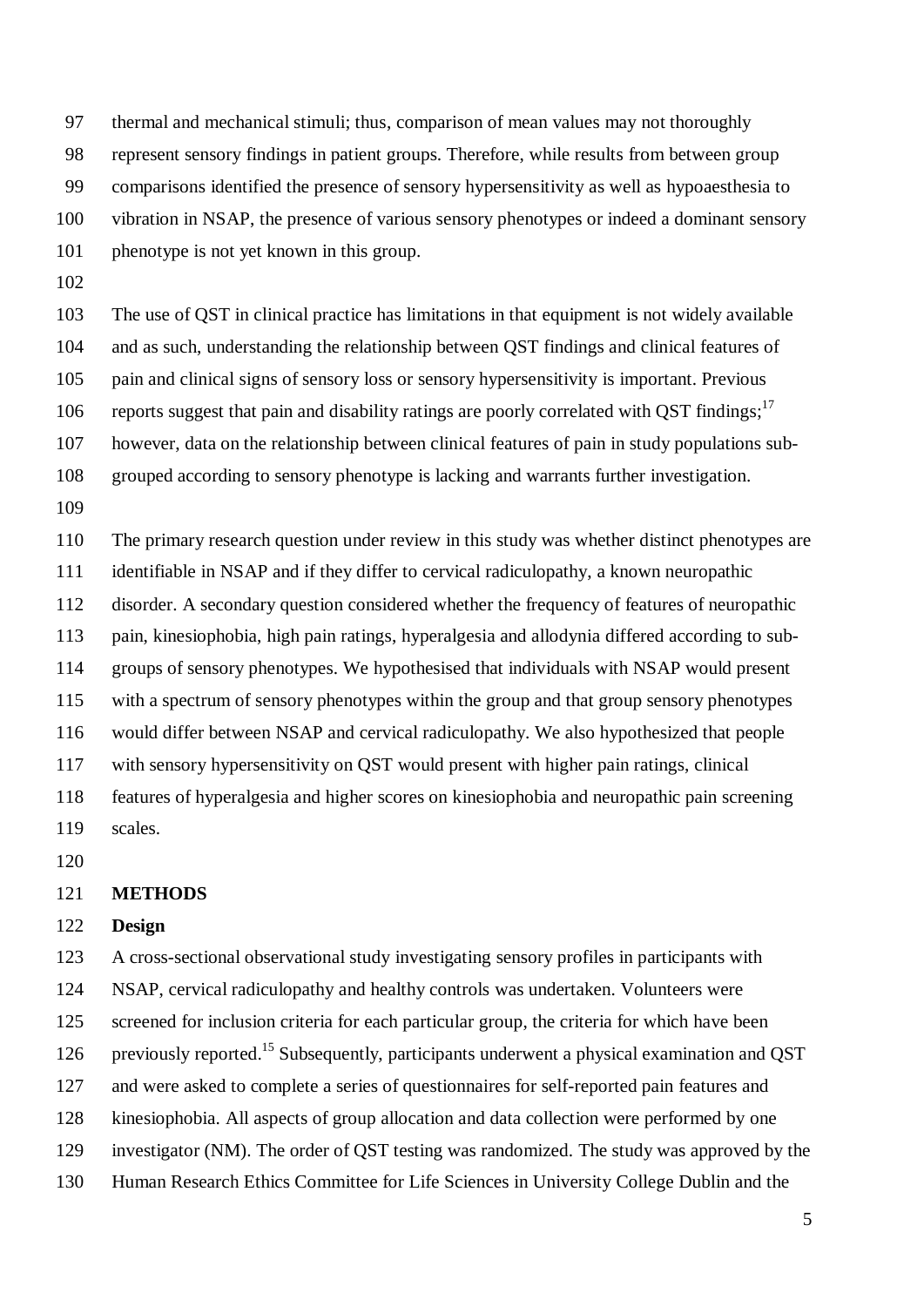thermal and mechanical stimuli; thus, comparison of mean values may not thoroughly represent sensory findings in patient groups. Therefore, while results from between group comparisons identified the presence of sensory hypersensitivity as well as hypoaesthesia to vibration in NSAP, the presence of various sensory phenotypes or indeed a dominant sensory phenotype is not yet known in this group.

The use of QST in clinical practice has limitations in that equipment is not widely available and as such, understanding the relationship between QST findings and clinical features of pain and clinical signs of sensory loss or sensory hypersensitivity is important. Previous reports suggest that pain and disability ratings are poorly correlated with QST findings;[17] however, data on the relationship between clinical features of pain in study populations sub-grouped according to sensory phenotype is lacking and warrants further investigation.

The primary research question under review in this study was whether distinct phenotypes are identifiable in NSAP and if they differ to cervical radiculopathy, a known neuropathic disorder. A secondary question considered whether the frequency of features of neuropathic pain, kinesiophobia, high pain ratings, hyperalgesia and allodynia differed according to sub-groups of sensory phenotypes. We hypothesised that individuals with NSAP would present with a spectrum of sensory phenotypes within the group and that group sensory phenotypes would differ between NSAP and cervical radiculopathy. We also hypothesized that people with sensory hypersensitivity on QST would present with higher pain ratings, clinical features of hyperalgesia and higher scores on kinesiophobia and neuropathic pain screening scales.

## METHODS

### Design

A cross-sectional observational study investigating sensory profiles in participants with NSAP, cervical radiculopathy and healthy controls was undertaken. Volunteers were screened for inclusion criteria for each particular group, the criteria for which have been previously reported.[15] Subsequently, participants underwent a physical examination and QST and were asked to complete a series of questionnaires for self-reported pain features and kinesiophobia. All aspects of group allocation and data collection were performed by one investigator (NM). The order of QST testing was randomized. The study was approved by the Human Research Ethics Committee for Life Sciences in University College Dublin and the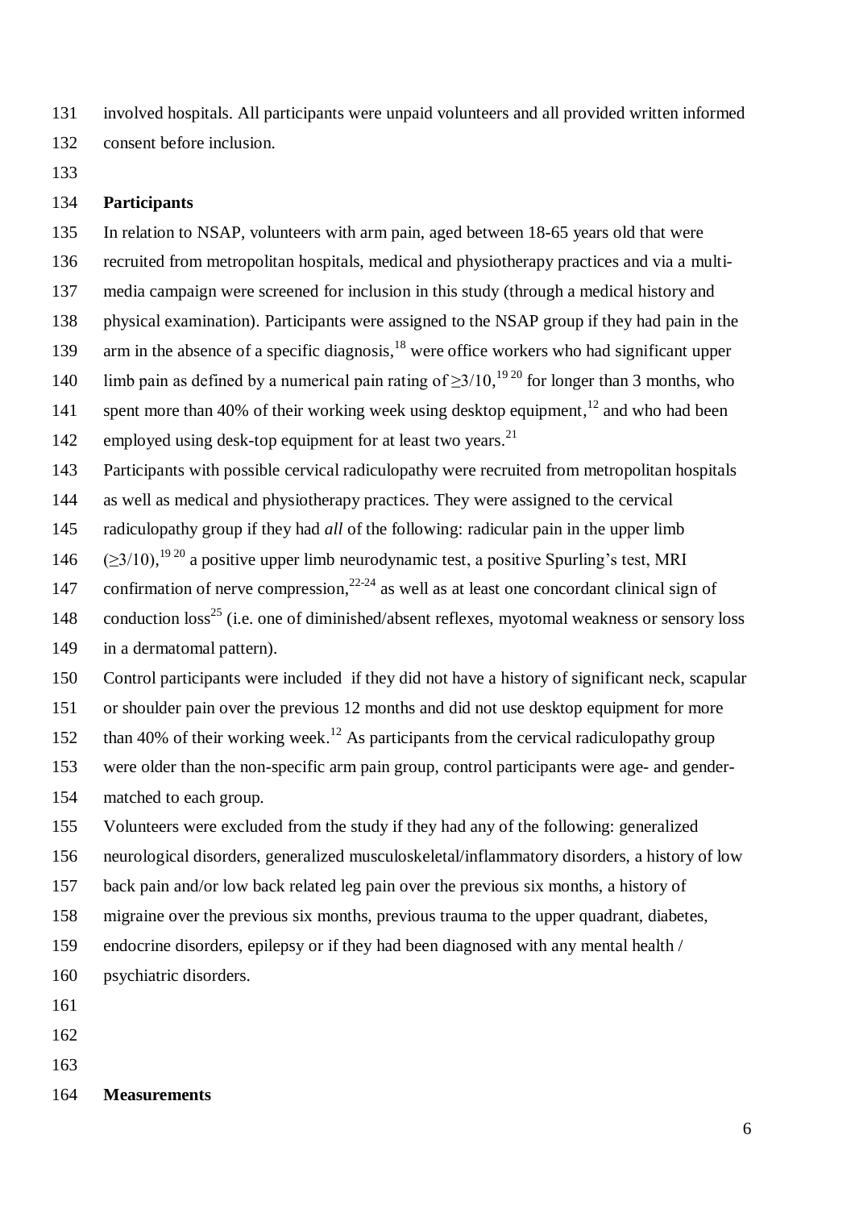involved hospitals. All participants were unpaid volunteers and all provided written informed consent before inclusion.

**Participants**

In relation to NSAP, volunteers with arm pain, aged between 18-65 years old that were recruited from metropolitan hospitals, medical and physiotherapy practices and via a multi-media campaign were screened for inclusion in this study (through a medical history and physical examination). Participants were assigned to the NSAP group if they had pain in the arm in the absence of a specific diagnosis,[18] were office workers who had significant upper limb pain as defined by a numerical pain rating of ≥3/10,[19 20] for longer than 3 months, who spent more than 40% of their working week using desktop equipment,[12] and who had been employed using desk-top equipment for at least two years.[21]

Participants with possible cervical radiculopathy were recruited from metropolitan hospitals as well as medical and physiotherapy practices. They were assigned to the cervical radiculopathy group if they had *all* of the following: radicular pain in the upper limb (≥3/10),[19 20] a positive upper limb neurodynamic test, a positive Spurling's test, MRI confirmation of nerve compression,[22-24] as well as at least one concordant clinical sign of conduction loss[25] (i.e. one of diminished/absent reflexes, myotomal weakness or sensory loss in a dermatomal pattern).

Control participants were included if they did not have a history of significant neck, scapular or shoulder pain over the previous 12 months and did not use desktop equipment for more than 40% of their working week.[12] As participants from the cervical radiculopathy group were older than the non-specific arm pain group, control participants were age- and gender-matched to each group.

Volunteers were excluded from the study if they had any of the following: generalized neurological disorders, generalized musculoskeletal/inflammatory disorders, a history of low back pain and/or low back related leg pain over the previous six months, a history of migraine over the previous six months, previous trauma to the upper quadrant, diabetes, endocrine disorders, epilepsy or if they had been diagnosed with any mental health / psychiatric disorders.

**Measurements**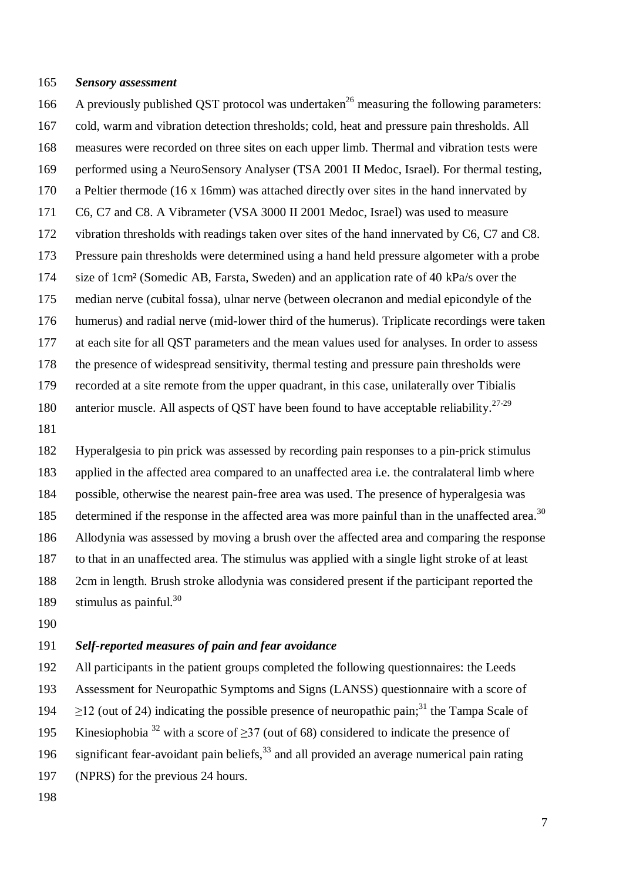***Sensory assessment***

A previously published QST protocol was undertaken[26] measuring the following parameters: cold, warm and vibration detection thresholds; cold, heat and pressure pain thresholds. All measures were recorded on three sites on each upper limb. Thermal and vibration tests were performed using a NeuroSensory Analyser (TSA 2001 II Medoc, Israel). For thermal testing, a Peltier thermode (16 x 16mm) was attached directly over sites in the hand innervated by C6, C7 and C8. A Vibrameter (VSA 3000 II 2001 Medoc, Israel) was used to measure vibration thresholds with readings taken over sites of the hand innervated by C6, C7 and C8. Pressure pain thresholds were determined using a hand held pressure algometer with a probe size of 1cm² (Somedic AB, Farsta, Sweden) and an application rate of 40 kPa/s over the median nerve (cubital fossa), ulnar nerve (between olecranon and medial epicondyle of the humerus) and radial nerve (mid-lower third of the humerus). Triplicate recordings were taken at each site for all QST parameters and the mean values used for analyses. In order to assess the presence of widespread sensitivity, thermal testing and pressure pain thresholds were recorded at a site remote from the upper quadrant, in this case, unilaterally over Tibialis anterior muscle. All aspects of QST have been found to have acceptable reliability.[27-29]

Hyperalgesia to pin prick was assessed by recording pain responses to a pin-prick stimulus applied in the affected area compared to an unaffected area i.e. the contralateral limb where possible, otherwise the nearest pain-free area was used. The presence of hyperalgesia was determined if the response in the affected area was more painful than in the unaffected area.[30] Allodynia was assessed by moving a brush over the affected area and comparing the response to that in an unaffected area. The stimulus was applied with a single light stroke of at least 2cm in length. Brush stroke allodynia was considered present if the participant reported the stimulus as painful.[30]

***Self-reported measures of pain and fear avoidance***

All participants in the patient groups completed the following questionnaires: the Leeds Assessment for Neuropathic Symptoms and Signs (LANSS) questionnaire with a score of $\geq 12$ (out of 24) indicating the possible presence of neuropathic pain;[31] the Tampa Scale of Kinesiophobia [32] with a score of $\geq 37$ (out of 68) considered to indicate the presence of significant fear-avoidant pain beliefs,[33] and all provided an average numerical pain rating (NPRS) for the previous 24 hours.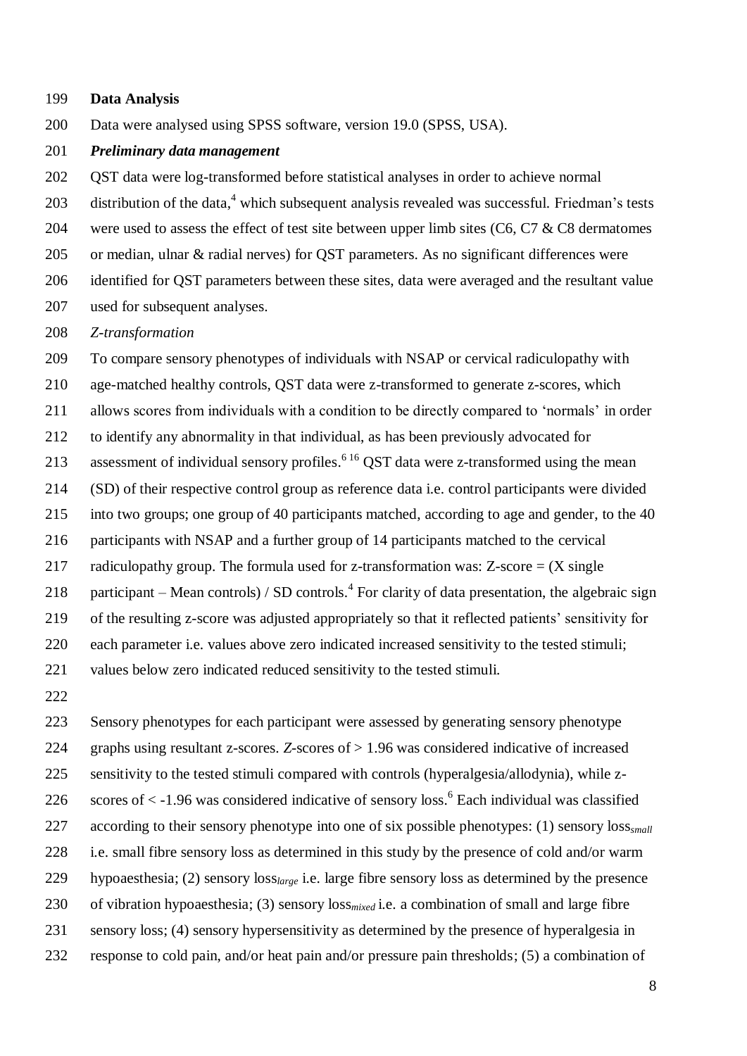**Data Analysis**

Data were analysed using SPSS software, version 19.0 (SPSS, USA).

***Preliminary data management***

QST data were log-transformed before statistical analyses in order to achieve normal distribution of the data,[4] which subsequent analysis revealed was successful. Friedman's tests were used to assess the effect of test site between upper limb sites (C6, C7 & C8 dermatomes or median, ulnar & radial nerves) for QST parameters. As no significant differences were identified for QST parameters between these sites, data were averaged and the resultant value used for subsequent analyses.

*Z-transformation*

To compare sensory phenotypes of individuals with NSAP or cervical radiculopathy with age-matched healthy controls, QST data were z-transformed to generate z-scores, which allows scores from individuals with a condition to be directly compared to 'normals' in order to identify any abnormality in that individual, as has been previously advocated for assessment of individual sensory profiles.[6 16] QST data were z-transformed using the mean (SD) of their respective control group as reference data i.e. control participants were divided into two groups; one group of 40 participants matched, according to age and gender, to the 40 participants with NSAP and a further group of 14 participants matched to the cervical radiculopathy group. The formula used for z-transformation was: Z-score = (X single participant – Mean controls) / SD controls.[4] For clarity of data presentation, the algebraic sign of the resulting z-score was adjusted appropriately so that it reflected patients' sensitivity for each parameter i.e. values above zero indicated increased sensitivity to the tested stimuli; values below zero indicated reduced sensitivity to the tested stimuli.

Sensory phenotypes for each participant were assessed by generating sensory phenotype graphs using resultant z-scores. *Z*-scores of > 1.96 was considered indicative of increased sensitivity to the tested stimuli compared with controls (hyperalgesia/allodynia), while z-scores of < -1.96 was considered indicative of sensory loss.[6] Each individual was classified according to their sensory phenotype into one of six possible phenotypes: (1) sensory $\text{loss}_{small}$ i.e. small fibre sensory loss as determined in this study by the presence of cold and/or warm hypoaesthesia; (2) sensory $\text{loss}_{large}$ i.e. large fibre sensory loss as determined by the presence of vibration hypoaesthesia; (3) sensory $\text{loss}_{mixed}$ i.e. a combination of small and large fibre sensory loss; (4) sensory hypersensitivity as determined by the presence of hyperalgesia in response to cold pain, and/or heat pain and/or pressure pain thresholds; (5) a combination of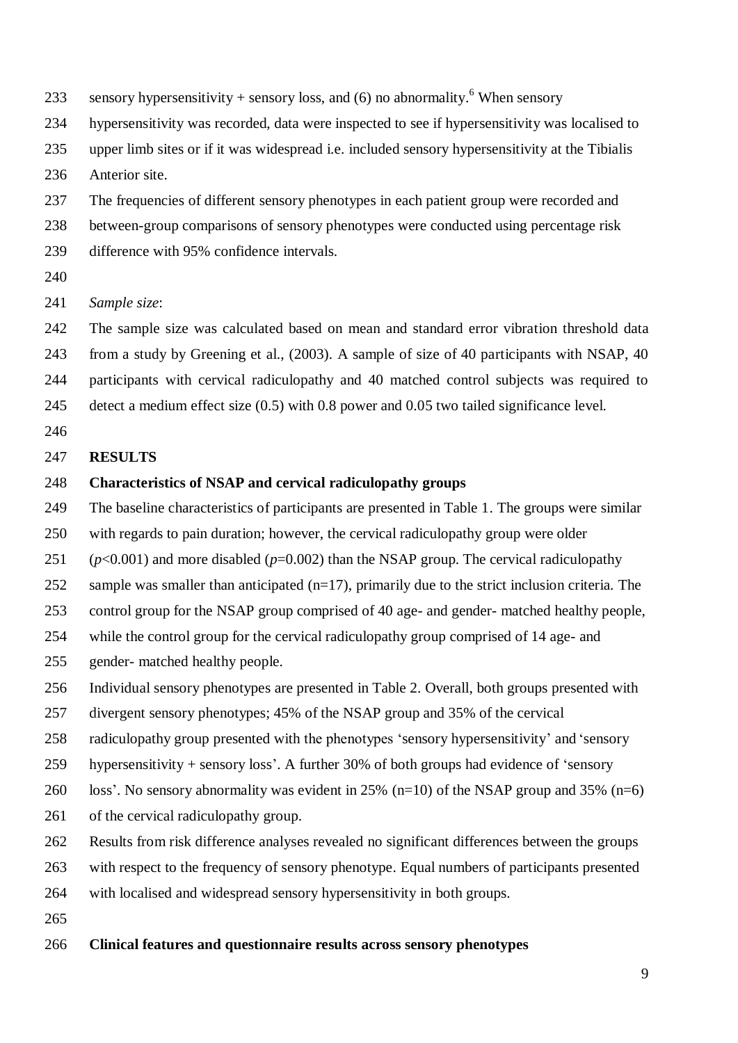sensory hypersensitivity + sensory loss, and (6) no abnormality.[6] When sensory hypersensitivity was recorded, data were inspected to see if hypersensitivity was localised to upper limb sites or if it was widespread i.e. included sensory hypersensitivity at the Tibialis Anterior site.

The frequencies of different sensory phenotypes in each patient group were recorded and between-group comparisons of sensory phenotypes were conducted using percentage risk difference with 95% confidence intervals.

*Sample size*:

The sample size was calculated based on mean and standard error vibration threshold data from a study by Greening et al., (2003). A sample of size of 40 participants with NSAP, 40 participants with cervical radiculopathy and 40 matched control subjects was required to detect a medium effect size (0.5) with 0.8 power and 0.05 two tailed significance level.

## RESULTS

### Characteristics of NSAP and cervical radiculopathy groups

The baseline characteristics of participants are presented in Table 1. The groups were similar with regards to pain duration; however, the cervical radiculopathy group were older ($p<0.001$) and more disabled ($p=0.002$) than the NSAP group. The cervical radiculopathy sample was smaller than anticipated (n=17), primarily due to the strict inclusion criteria. The control group for the NSAP group comprised of 40 age- and gender- matched healthy people, while the control group for the cervical radiculopathy group comprised of 14 age- and gender- matched healthy people.

Individual sensory phenotypes are presented in Table 2. Overall, both groups presented with divergent sensory phenotypes; 45% of the NSAP group and 35% of the cervical radiculopathy group presented with the phenotypes 'sensory hypersensitivity' and 'sensory hypersensitivity + sensory loss'. A further 30% of both groups had evidence of 'sensory loss'. No sensory abnormality was evident in 25% (n=10) of the NSAP group and 35% (n=6) of the cervical radiculopathy group.

Results from risk difference analyses revealed no significant differences between the groups with respect to the frequency of sensory phenotype. Equal numbers of participants presented with localised and widespread sensory hypersensitivity in both groups.

### Clinical features and questionnaire results across sensory phenotypes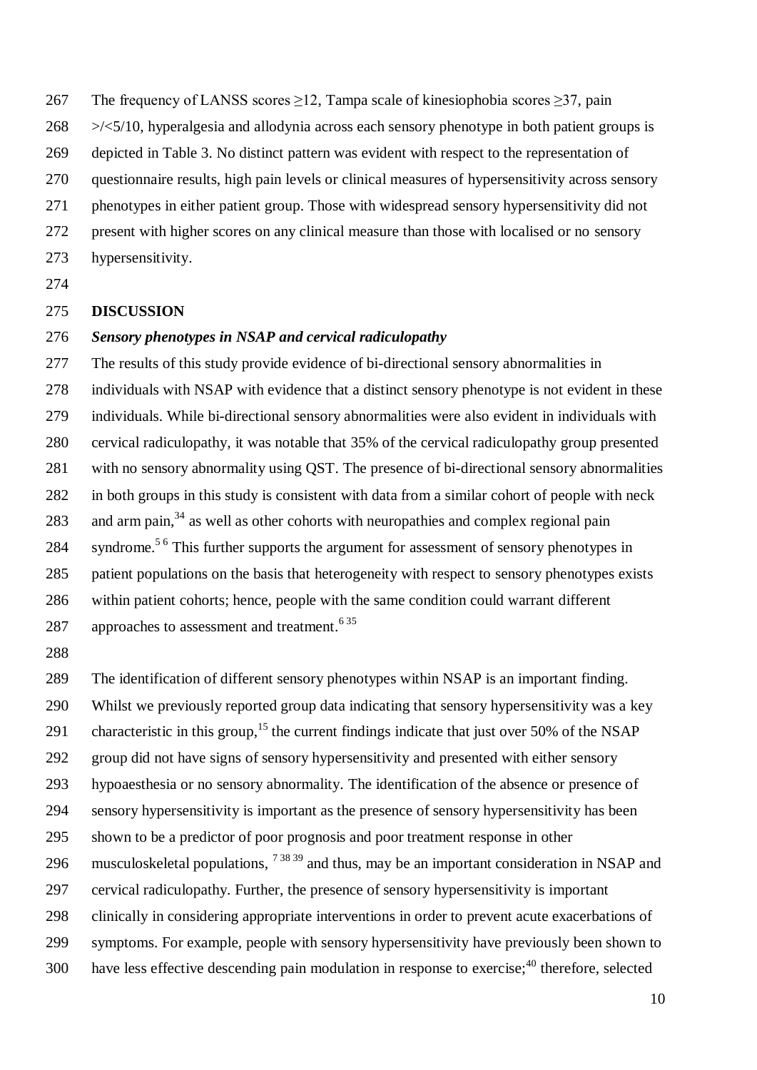The frequency of LANSS scores ≥12, Tampa scale of kinesiophobia scores ≥37, pain >/<5/10, hyperalgesia and allodynia across each sensory phenotype in both patient groups is depicted in Table 3. No distinct pattern was evident with respect to the representation of questionnaire results, high pain levels or clinical measures of hypersensitivity across sensory phenotypes in either patient group. Those with widespread sensory hypersensitivity did not present with higher scores on any clinical measure than those with localised or no sensory hypersensitivity.

## DISCUSSION

### *Sensory phenotypes in NSAP and cervical radiculopathy*

The results of this study provide evidence of bi-directional sensory abnormalities in individuals with NSAP with evidence that a distinct sensory phenotype is not evident in these individuals. While bi-directional sensory abnormalities were also evident in individuals with cervical radiculopathy, it was notable that 35% of the cervical radiculopathy group presented with no sensory abnormality using QST. The presence of bi-directional sensory abnormalities in both groups in this study is consistent with data from a similar cohort of people with neck and arm pain,[34] as well as other cohorts with neuropathies and complex regional pain syndrome.[5,6] This further supports the argument for assessment of sensory phenotypes in patient populations on the basis that heterogeneity with respect to sensory phenotypes exists within patient cohorts; hence, people with the same condition could warrant different approaches to assessment and treatment.[6,35]

The identification of different sensory phenotypes within NSAP is an important finding. Whilst we previously reported group data indicating that sensory hypersensitivity was a key characteristic in this group,[15] the current findings indicate that just over 50% of the NSAP group did not have signs of sensory hypersensitivity and presented with either sensory hypoaesthesia or no sensory abnormality. The identification of the absence or presence of sensory hypersensitivity is important as the presence of sensory hypersensitivity has been shown to be a predictor of poor prognosis and poor treatment response in other musculoskeletal populations, [7,38,39] and thus, may be an important consideration in NSAP and cervical radiculopathy. Further, the presence of sensory hypersensitivity is important clinically in considering appropriate interventions in order to prevent acute exacerbations of symptoms. For example, people with sensory hypersensitivity have previously been shown to have less effective descending pain modulation in response to exercise;[40] therefore, selected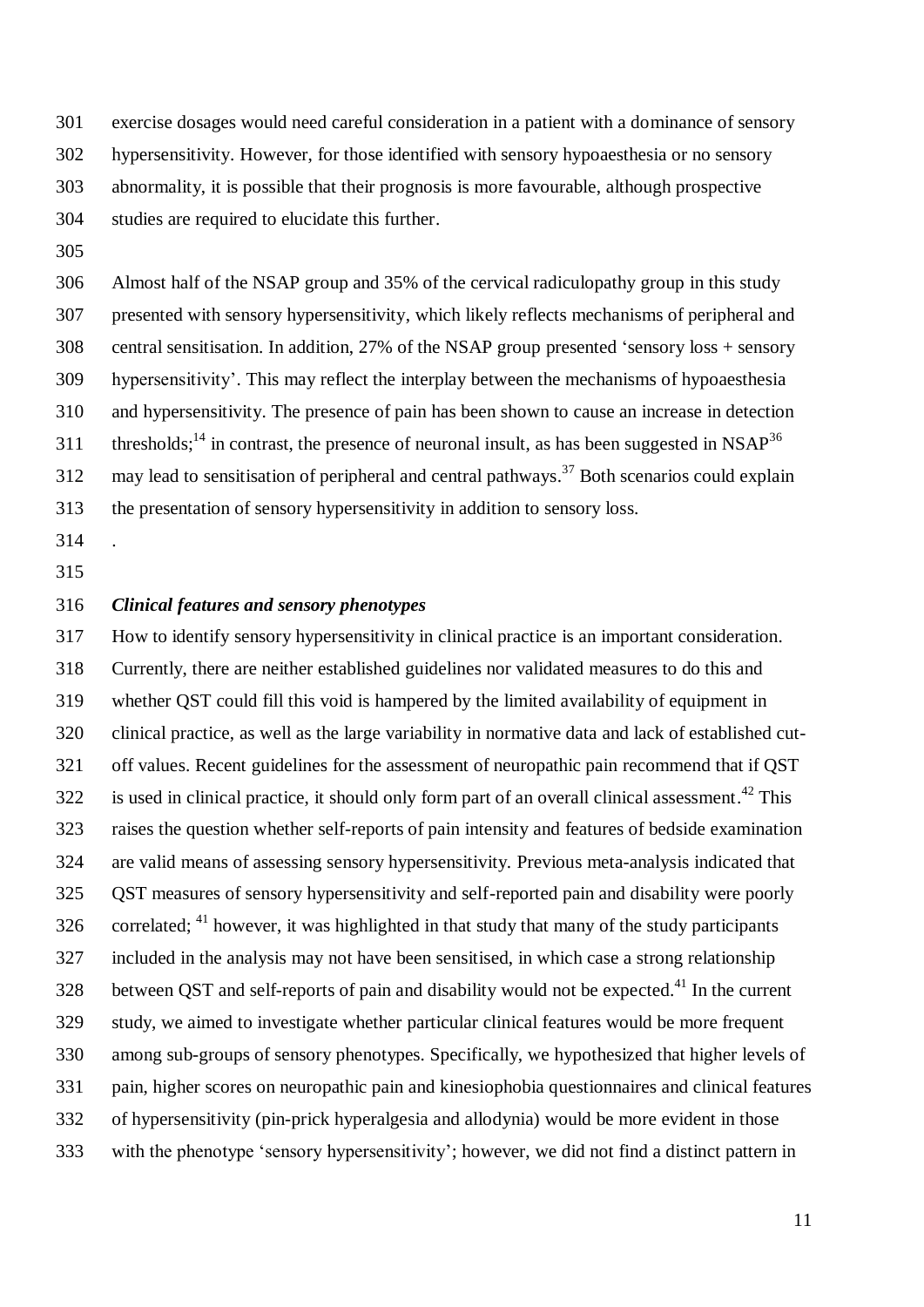exercise dosages would need careful consideration in a patient with a dominance of sensory hypersensitivity. However, for those identified with sensory hypoaesthesia or no sensory abnormality, it is possible that their prognosis is more favourable, although prospective studies are required to elucidate this further.

Almost half of the NSAP group and 35% of the cervical radiculopathy group in this study presented with sensory hypersensitivity, which likely reflects mechanisms of peripheral and central sensitisation. In addition, 27% of the NSAP group presented 'sensory loss + sensory hypersensitivity'. This may reflect the interplay between the mechanisms of hypoaesthesia and hypersensitivity. The presence of pain has been shown to cause an increase in detection thresholds;[14] in contrast, the presence of neuronal insult, as has been suggested in NSAP[36] may lead to sensitisation of peripheral and central pathways.[37] Both scenarios could explain the presentation of sensory hypersensitivity in addition to sensory loss.

.

### *Clinical features and sensory phenotypes*

How to identify sensory hypersensitivity in clinical practice is an important consideration. Currently, there are neither established guidelines nor validated measures to do this and whether QST could fill this void is hampered by the limited availability of equipment in clinical practice, as well as the large variability in normative data and lack of established cut-off values. Recent guidelines for the assessment of neuropathic pain recommend that if QST is used in clinical practice, it should only form part of an overall clinical assessment.[42] This raises the question whether self-reports of pain intensity and features of bedside examination are valid means of assessing sensory hypersensitivity. Previous meta-analysis indicated that QST measures of sensory hypersensitivity and self-reported pain and disability were poorly correlated; [41] however, it was highlighted in that study that many of the study participants included in the analysis may not have been sensitised, in which case a strong relationship between QST and self-reports of pain and disability would not be expected.[41] In the current study, we aimed to investigate whether particular clinical features would be more frequent among sub-groups of sensory phenotypes. Specifically, we hypothesized that higher levels of pain, higher scores on neuropathic pain and kinesiophobia questionnaires and clinical features of hypersensitivity (pin-prick hyperalgesia and allodynia) would be more evident in those with the phenotype 'sensory hypersensitivity'; however, we did not find a distinct pattern in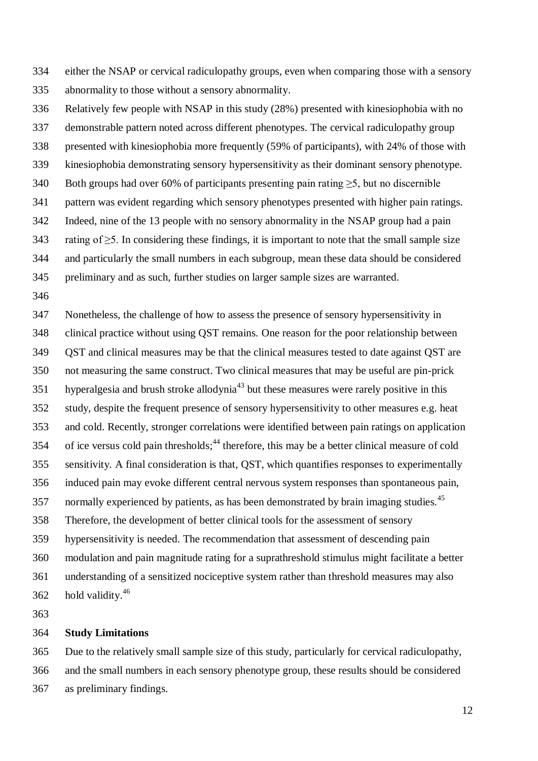either the NSAP or cervical radiculopathy groups, even when comparing those with a sensory abnormality to those without a sensory abnormality.
Relatively few people with NSAP in this study (28%) presented with kinesiophobia with no demonstrable pattern noted across different phenotypes. The cervical radiculopathy group presented with kinesiophobia more frequently (59% of participants), with 24% of those with kinesiophobia demonstrating sensory hypersensitivity as their dominant sensory phenotype. Both groups had over 60% of participants presenting pain rating ≥5, but no discernible pattern was evident regarding which sensory phenotypes presented with higher pain ratings. Indeed, nine of the 13 people with no sensory abnormality in the NSAP group had a pain rating of ≥5. In considering these findings, it is important to note that the small sample size and particularly the small numbers in each subgroup, mean these data should be considered preliminary and as such, further studies on larger sample sizes are warranted.

Nonetheless, the challenge of how to assess the presence of sensory hypersensitivity in clinical practice without using QST remains. One reason for the poor relationship between QST and clinical measures may be that the clinical measures tested to date against QST are not measuring the same construct. Two clinical measures that may be useful are pin-prick hyperalgesia and brush stroke allodynia[43] but these measures were rarely positive in this study, despite the frequent presence of sensory hypersensitivity to other measures e.g. heat and cold. Recently, stronger correlations were identified between pain ratings on application of ice versus cold pain thresholds;[44] therefore, this may be a better clinical measure of cold sensitivity. A final consideration is that, QST, which quantifies responses to experimentally induced pain may evoke different central nervous system responses than spontaneous pain, normally experienced by patients, as has been demonstrated by brain imaging studies.[45] Therefore, the development of better clinical tools for the assessment of sensory hypersensitivity is needed. The recommendation that assessment of descending pain modulation and pain magnitude rating for a suprathreshold stimulus might facilitate a better understanding of a sensitized nociceptive system rather than threshold measures may also hold validity.[46]

**Study Limitations**

Due to the relatively small sample size of this study, particularly for cervical radiculopathy, and the small numbers in each sensory phenotype group, these results should be considered as preliminary findings.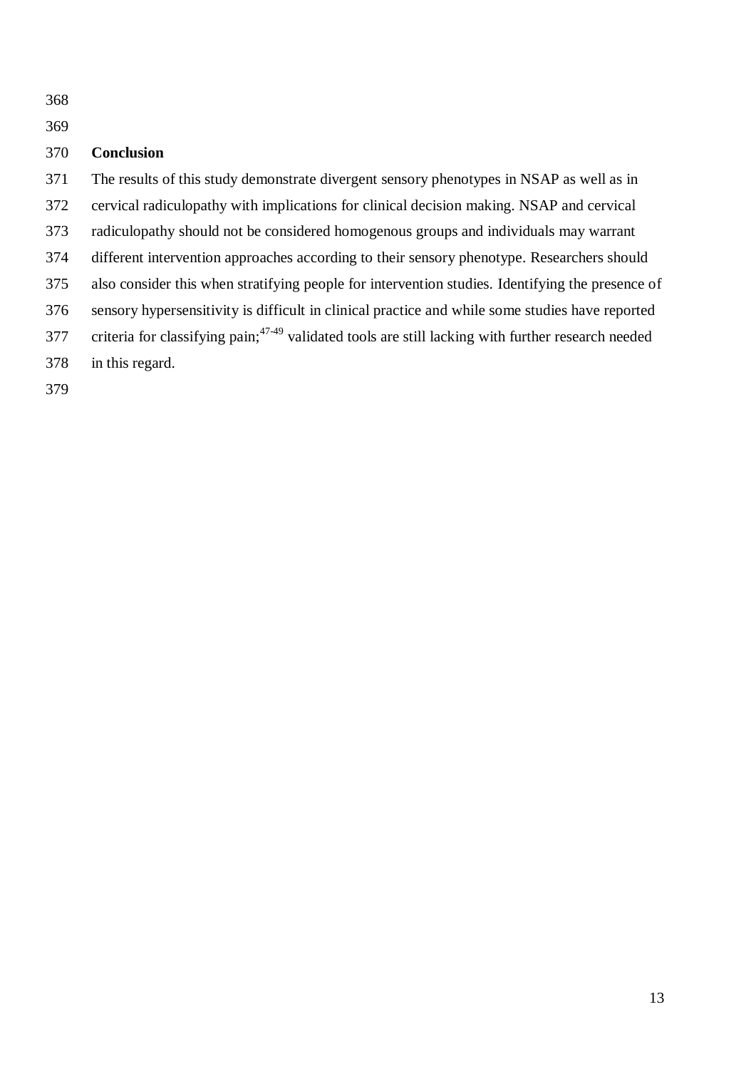## Conclusion

The results of this study demonstrate divergent sensory phenotypes in NSAP as well as in cervical radiculopathy with implications for clinical decision making. NSAP and cervical radiculopathy should not be considered homogenous groups and individuals may warrant different intervention approaches according to their sensory phenotype. Researchers should also consider this when stratifying people for intervention studies. Identifying the presence of sensory hypersensitivity is difficult in clinical practice and while some studies have reported criteria for classifying pain;[47-49] validated tools are still lacking with further research needed in this regard.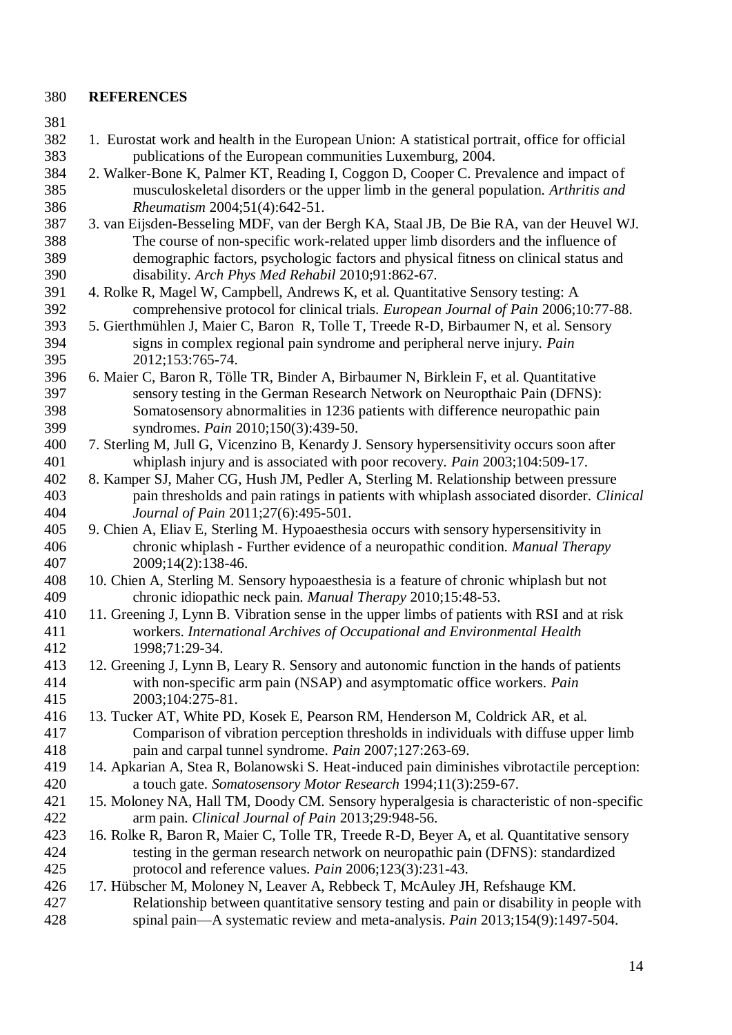**REFERENCES**

1. Eurostat work and health in the European Union: A statistical portrait, office for official publications of the European communities Luxemburg, 2004.
2. Walker-Bone K, Palmer KT, Reading I, Coggon D, Cooper C. Prevalence and impact of musculoskeletal disorders or the upper limb in the general population. *Arthritis and Rheumatism* 2004;51(4):642-51.
3. van Eijsden-Besseling MDF, van der Bergh KA, Staal JB, De Bie RA, van der Heuvel WJ. The course of non-specific work-related upper limb disorders and the influence of demographic factors, psychologic factors and physical fitness on clinical status and disability. *Arch Phys Med Rehabil* 2010;91:862-67.
4. Rolke R, Magel W, Campbell, Andrews K, et al. Quantitative Sensory testing: A comprehensive protocol for clinical trials. *European Journal of Pain* 2006;10:77-88.
5. Gierthmühlen J, Maier C, Baron R, Tolle T, Treede R-D, Birbaumer N, et al. Sensory signs in complex regional pain syndrome and peripheral nerve injury. *Pain* 2012;153:765-74.
6. Maier C, Baron R, Tölle TR, Binder A, Birbaumer N, Birklein F, et al. Quantitative sensory testing in the German Research Network on Neuropthaic Pain (DFNS): Somatosensory abnormalities in 1236 patients with difference neuropathic pain syndromes. *Pain* 2010;150(3):439-50.
7. Sterling M, Jull G, Vicenzino B, Kenardy J. Sensory hypersensitivity occurs soon after whiplash injury and is associated with poor recovery. *Pain* 2003;104:509-17.
8. Kamper SJ, Maher CG, Hush JM, Pedler A, Sterling M. Relationship between pressure pain thresholds and pain ratings in patients with whiplash associated disorder. *Clinical Journal of Pain* 2011;27(6):495-501.
9. Chien A, Eliav E, Sterling M. Hypoaesthesia occurs with sensory hypersensitivity in chronic whiplash - Further evidence of a neuropathic condition. *Manual Therapy* 2009;14(2):138-46.
10. Chien A, Sterling M. Sensory hypoaesthesia is a feature of chronic whiplash but not chronic idiopathic neck pain. *Manual Therapy* 2010;15:48-53.
11. Greening J, Lynn B. Vibration sense in the upper limbs of patients with RSI and at risk workers. *International Archives of Occupational and Environmental Health* 1998;71:29-34.
12. Greening J, Lynn B, Leary R. Sensory and autonomic function in the hands of patients with non-specific arm pain (NSAP) and asymptomatic office workers. *Pain* 2003;104:275-81.
13. Tucker AT, White PD, Kosek E, Pearson RM, Henderson M, Coldrick AR, et al. Comparison of vibration perception thresholds in individuals with diffuse upper limb pain and carpal tunnel syndrome. *Pain* 2007;127:263-69.
14. Apkarian A, Stea R, Bolanowski S. Heat-induced pain diminishes vibrotactile perception: a touch gate. *Somatosensory Motor Research* 1994;11(3):259-67.
15. Moloney NA, Hall TM, Doody CM. Sensory hyperalgesia is characteristic of non-specific arm pain. *Clinical Journal of Pain* 2013;29:948-56.
16. Rolke R, Baron R, Maier C, Tolle TR, Treede R-D, Beyer A, et al. Quantitative sensory testing in the german research network on neuropathic pain (DFNS): standardized protocol and reference values. *Pain* 2006;123(3):231-43.
17. Hübscher M, Moloney N, Leaver A, Rebbeck T, McAuley JH, Refshauge KM. Relationship between quantitative sensory testing and pain or disability in people with spinal pain—A systematic review and meta-analysis. *Pain* 2013;154(9):1497-504.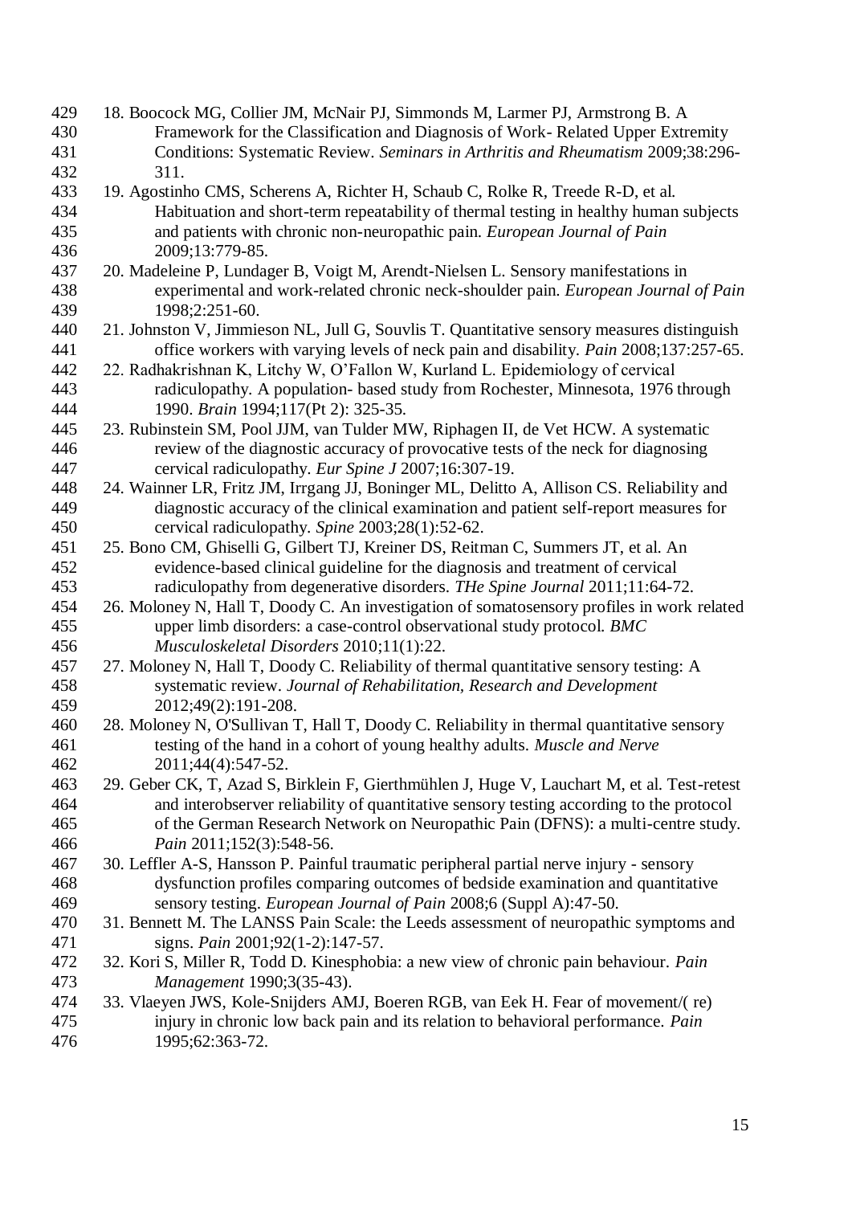18. Boocock MG, Collier JM, McNair PJ, Simmonds M, Larmer PJ, Armstrong B. A Framework for the Classification and Diagnosis of Work- Related Upper Extremity Conditions: Systematic Review. *Seminars in Arthritis and Rheumatism* 2009;38:296-311.
19. Agostinho CMS, Scherens A, Richter H, Schaub C, Rolke R, Treede R-D, et al. Habituation and short-term repeatability of thermal testing in healthy human subjects and patients with chronic non-neuropathic pain. *European Journal of Pain* 2009;13:779-85.
20. Madeleine P, Lundager B, Voigt M, Arendt-Nielsen L. Sensory manifestations in experimental and work-related chronic neck-shoulder pain. *European Journal of Pain* 1998;2:251-60.
21. Johnston V, Jimmieson NL, Jull G, Souvlis T. Quantitative sensory measures distinguish office workers with varying levels of neck pain and disability. *Pain* 2008;137:257-65.
22. Radhakrishnan K, Litchy W, O'Fallon W, Kurland L. Epidemiology of cervical radiculopathy. A population- based study from Rochester, Minnesota, 1976 through 1990. *Brain* 1994;117(Pt 2): 325-35.
23. Rubinstein SM, Pool JJM, van Tulder MW, Riphagen II, de Vet HCW. A systematic review of the diagnostic accuracy of provocative tests of the neck for diagnosing cervical radiculopathy. *Eur Spine J* 2007;16:307-19.
24. Wainner LR, Fritz JM, Irrgang JJ, Boninger ML, Delitto A, Allison CS. Reliability and diagnostic accuracy of the clinical examination and patient self-report measures for cervical radiculopathy. *Spine* 2003;28(1):52-62.
25. Bono CM, Ghiselli G, Gilbert TJ, Kreiner DS, Reitman C, Summers JT, et al. An evidence-based clinical guideline for the diagnosis and treatment of cervical radiculopathy from degenerative disorders. *THe Spine Journal* 2011;11:64-72.
26. Moloney N, Hall T, Doody C. An investigation of somatosensory profiles in work related upper limb disorders: a case-control observational study protocol. *BMC Musculoskeletal Disorders* 2010;11(1):22.
27. Moloney N, Hall T, Doody C. Reliability of thermal quantitative sensory testing: A systematic review. *Journal of Rehabilitation, Research and Development* 2012;49(2):191-208.
28. Moloney N, O'Sullivan T, Hall T, Doody C. Reliability in thermal quantitative sensory testing of the hand in a cohort of young healthy adults. *Muscle and Nerve* 2011;44(4):547-52.
29. Geber CK, T, Azad S, Birklein F, Gierthmühlen J, Huge V, Lauchart M, et al. Test-retest and interobserver reliability of quantitative sensory testing according to the protocol of the German Research Network on Neuropathic Pain (DFNS): a multi-centre study. *Pain* 2011;152(3):548-56.
30. Leffler A-S, Hansson P. Painful traumatic peripheral partial nerve injury - sensory dysfunction profiles comparing outcomes of bedside examination and quantitative sensory testing. *European Journal of Pain* 2008;6 (Suppl A):47-50.
31. Bennett M. The LANSS Pain Scale: the Leeds assessment of neuropathic symptoms and signs. *Pain* 2001;92(1-2):147-57.
32. Kori S, Miller R, Todd D. Kinesphobia: a new view of chronic pain behaviour. *Pain Management* 1990;3(35-43).
33. Vlaeyen JWS, Kole-Snijders AMJ, Boeren RGB, van Eek H. Fear of movement/( re) injury in chronic low back pain and its relation to behavioral performance. *Pain* 1995;62:363-72.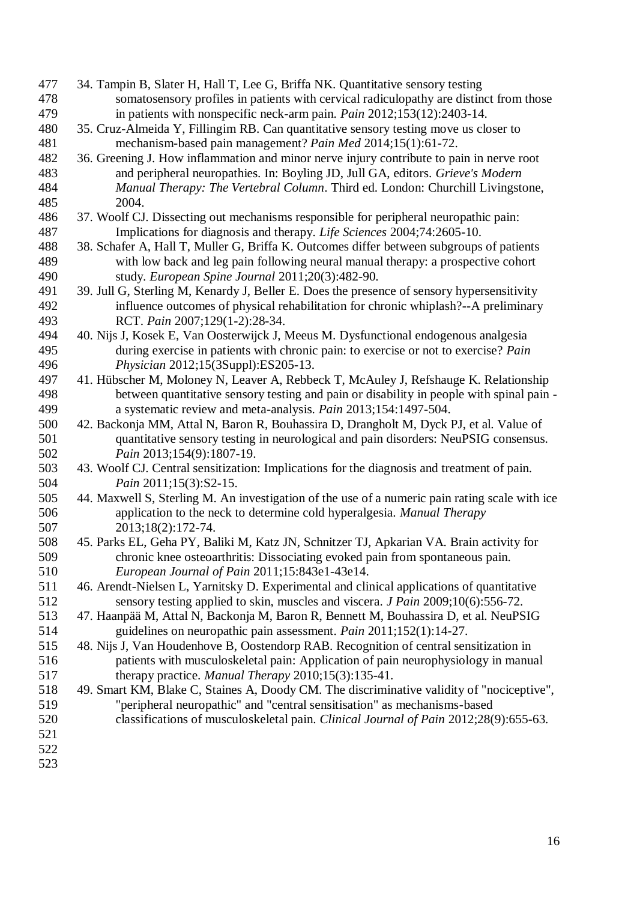34. Tampin B, Slater H, Hall T, Lee G, Briffa NK. Quantitative sensory testing somatosensory profiles in patients with cervical radiculopathy are distinct from those in patients with nonspecific neck-arm pain. *Pain* 2012;153(12):2403-14.
35. Cruz-Almeida Y, Fillingim RB. Can quantitative sensory testing move us closer to mechanism-based pain management? *Pain Med* 2014;15(1):61-72.
36. Greening J. How inflammation and minor nerve injury contribute to pain in nerve root and peripheral neuropathies. In: Boyling JD, Jull GA, editors. *Grieve's Modern Manual Therapy: The Vertebral Column*. Third ed. London: Churchill Livingstone, 2004.
37. Woolf CJ. Dissecting out mechanisms responsible for peripheral neuropathic pain: Implications for diagnosis and therapy. *Life Sciences* 2004;74:2605-10.
38. Schafer A, Hall T, Muller G, Briffa K. Outcomes differ between subgroups of patients with low back and leg pain following neural manual therapy: a prospective cohort study. *European Spine Journal* 2011;20(3):482-90.
39. Jull G, Sterling M, Kenardy J, Beller E. Does the presence of sensory hypersensitivity influence outcomes of physical rehabilitation for chronic whiplash?--A preliminary RCT. *Pain* 2007;129(1-2):28-34.
40. Nijs J, Kosek E, Van Oosterwijck J, Meeus M. Dysfunctional endogenous analgesia during exercise in patients with chronic pain: to exercise or not to exercise? *Pain Physician* 2012;15(3Suppl):ES205-13.
41. Hübscher M, Moloney N, Leaver A, Rebbeck T, McAuley J, Refshauge K. Relationship between quantitative sensory testing and pain or disability in people with spinal pain - a systematic review and meta-analysis. *Pain* 2013;154:1497-504.
42. Backonja MM, Attal N, Baron R, Bouhassira D, Drangholt M, Dyck PJ, et al. Value of quantitative sensory testing in neurological and pain disorders: NeuPSIG consensus. *Pain* 2013;154(9):1807-19.
43. Woolf CJ. Central sensitization: Implications for the diagnosis and treatment of pain. *Pain* 2011;15(3):S2-15.
44. Maxwell S, Sterling M. An investigation of the use of a numeric pain rating scale with ice application to the neck to determine cold hyperalgesia. *Manual Therapy* 2013;18(2):172-74.
45. Parks EL, Geha PY, Baliki M, Katz JN, Schnitzer TJ, Apkarian VA. Brain activity for chronic knee osteoarthritis: Dissociating evoked pain from spontaneous pain. *European Journal of Pain* 2011;15:843e1-43e14.
46. Arendt-Nielsen L, Yarnitsky D. Experimental and clinical applications of quantitative sensory testing applied to skin, muscles and viscera. *J Pain* 2009;10(6):556-72.
47. Haanpää M, Attal N, Backonja M, Baron R, Bennett M, Bouhassira D, et al. NeuPSIG guidelines on neuropathic pain assessment. *Pain* 2011;152(1):14-27.
48. Nijs J, Van Houdenhove B, Oostendorp RAB. Recognition of central sensitization in patients with musculoskeletal pain: Application of pain neurophysiology in manual therapy practice. *Manual Therapy* 2010;15(3):135-41.
49. Smart KM, Blake C, Staines A, Doody CM. The discriminative validity of "nociceptive", "peripheral neuropathic" and "central sensitisation" as mechanisms-based classifications of musculoskeletal pain. *Clinical Journal of Pain* 2012;28(9):655-63.